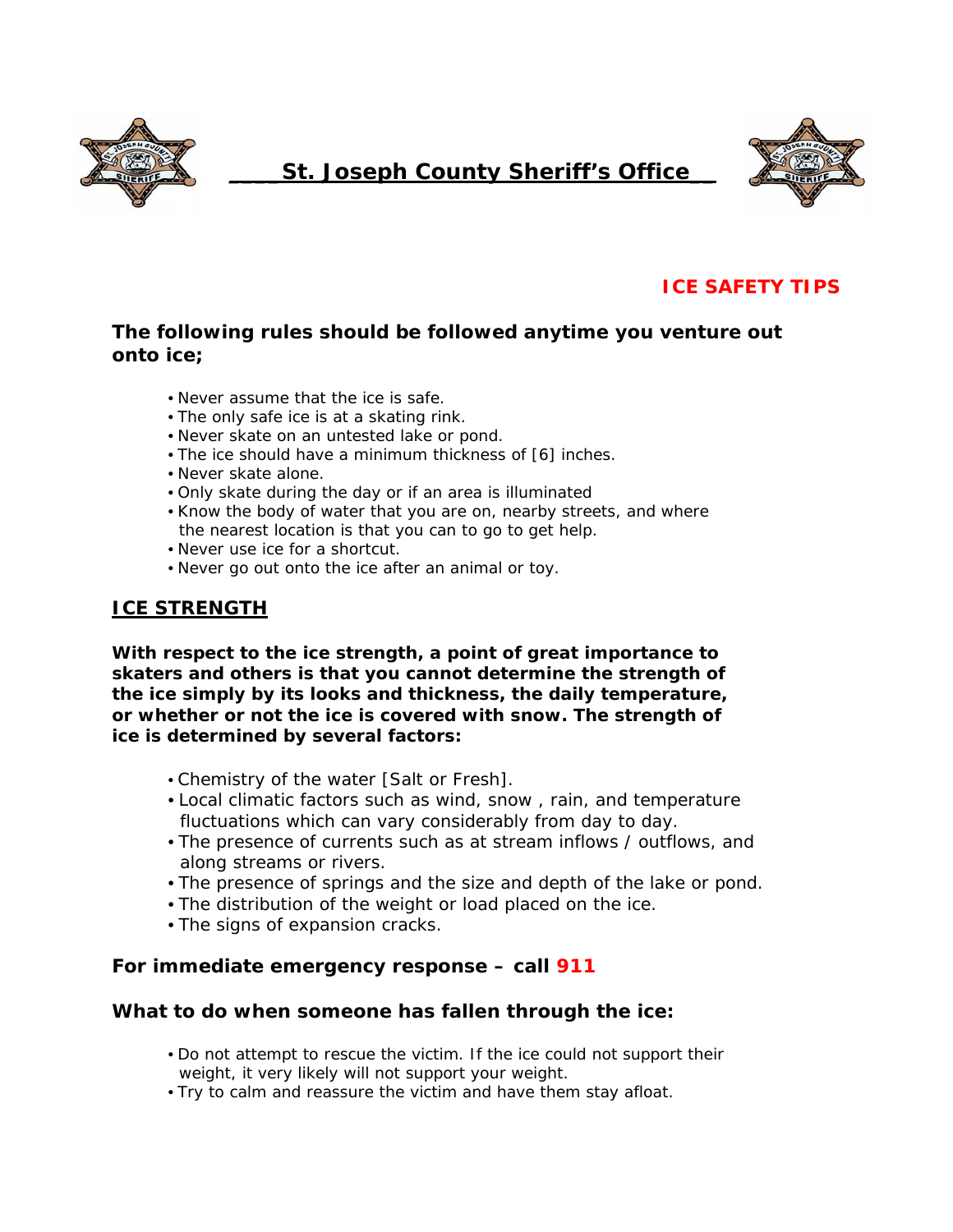# St. Joseph County Sheriff's Office

## ICE SAFETY TIPS

**The following rules should be followed anytime you venture out onto ice;**

- Never assume that the ice is safe.
- The only safe ice is at a skating rink.
- Never skate on an untested lake or pond.
- The ice should have a minimum thickness of [6] inches.
- Never skate alone.
- Only skate during the day or if an area is illuminated
- Know the body of water that you are on, nearby streets, and where the nearest location is that you can to go to get help.
- Never use ice for a shortcut.
- Never go out onto the ice after an animal or toy.

## ICE STRENGTH

**With respect to the ice strength, a point of great importance to skaters and others is that you cannot determine the strength of the ice simply by its looks and thickness, the daily temperature, or whether or not the ice is covered with snow. The strength of ice is determined by several factors:**

- Chemistry of the water [Salt or Fresh].
- Local climatic factors such as wind, snow , rain, and temperature fluctuations which can vary considerably from day to day.
- The presence of currents such as at stream inflows / outflows, and along streams or rivers.
- The presence of springs and the size and depth of the lake or pond.
- The distribution of the weight or load placed on the ice.
- The signs of expansion cracks.

**For immediate emergency response – call 911**

**What to do when someone has fallen through the ice:**

- Do not attempt to rescue the victim. If the ice could not support their weight, it very likely will not support your weight.
- Try to calm and reassure the victim and have them stay afloat.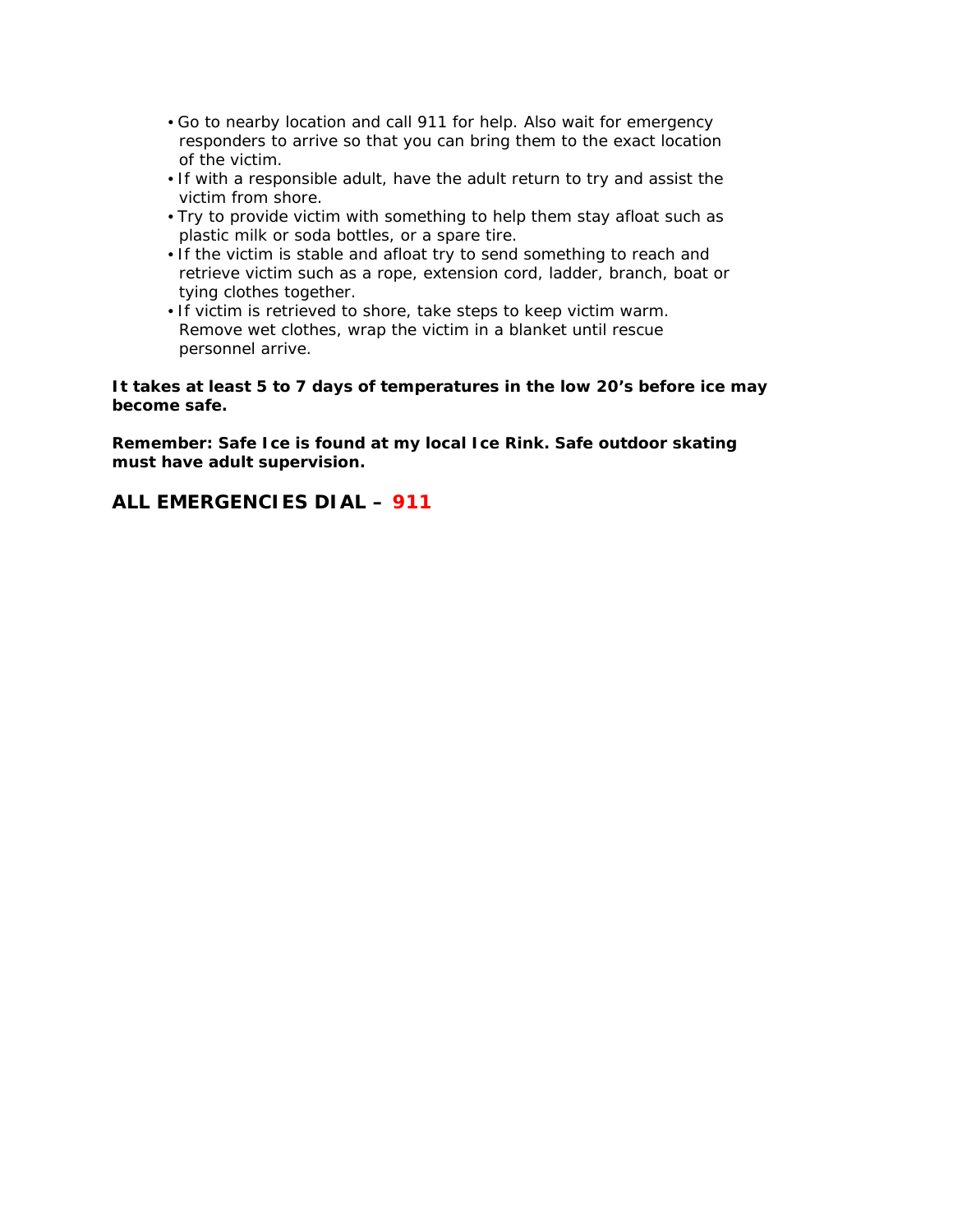- Go to nearby location and call 911 for help. Also wait for emergency responders to arrive so that you can bring them to the exact location of the victim.
- If with a responsible adult, have the adult return to try and assist the victim from shore.
- Try to provide victim with something to help them stay afloat such as plastic milk or soda bottles, or a spare tire.
- If the victim is stable and afloat try to send something to reach and retrieve victim such as a rope, extension cord, ladder, branch, boat or tying clothes together.
- If victim is retrieved to shore, take steps to keep victim warm. Remove wet clothes, wrap the victim in a blanket until rescue personnel arrive.

**It takes at least 5 to 7 days of temperatures in the low 20's before ice may become safe.**

**Remember: Safe Ice is found at my local Ice Rink. Safe outdoor skating must have adult supervision.**

## ALL EMERGENCIES DIAL – 911